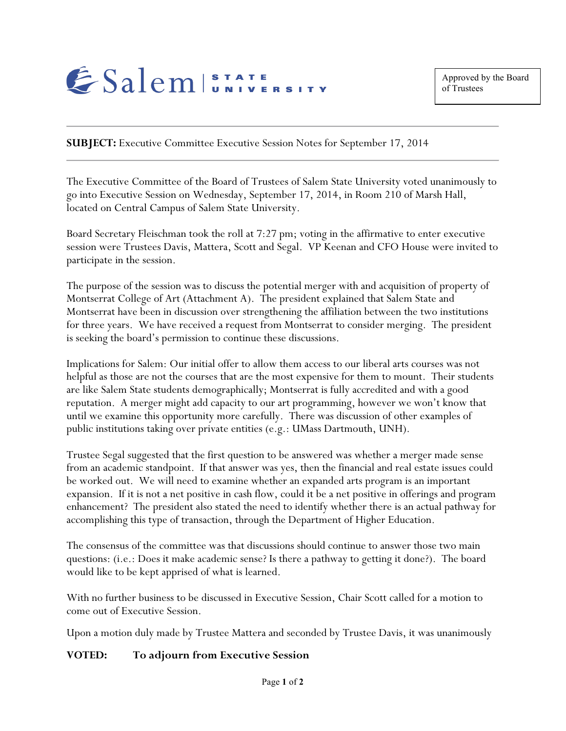Salem STATE UNIVERSITY

Approved by the Board of Trustees

---

**SUBJECT:** Executive Committee Executive Session Notes for September 17, 2014

---

The Executive Committee of the Board of Trustees of Salem State University voted unanimously to go into Executive Session on Wednesday, September 17, 2014, in Room 210 of Marsh Hall, located on Central Campus of Salem State University.

Board Secretary Fleischman took the roll at 7:27 pm; voting in the affirmative to enter executive session were Trustees Davis, Mattera, Scott and Segal. VP Keenan and CFO House were invited to participate in the session.

The purpose of the session was to discuss the potential merger with and acquisition of property of Montserrat College of Art (Attachment A). The president explained that Salem State and Montserrat have been in discussion over strengthening the affiliation between the two institutions for three years. We have received a request from Montserrat to consider merging. The president is seeking the board's permission to continue these discussions.

Implications for Salem: Our initial offer to allow them access to our liberal arts courses was not helpful as those are not the courses that are the most expensive for them to mount. Their students are like Salem State students demographically; Montserrat is fully accredited and with a good reputation. A merger might add capacity to our art programming, however we won't know that until we examine this opportunity more carefully. There was discussion of other examples of public institutions taking over private entities (e.g.: UMass Dartmouth, UNH).

Trustee Segal suggested that the first question to be answered was whether a merger made sense from an academic standpoint. If that answer was yes, then the financial and real estate issues could be worked out. We will need to examine whether an expanded arts program is an important expansion. If it is not a net positive in cash flow, could it be a net positive in offerings and program enhancement? The president also stated the need to identify whether there is an actual pathway for accomplishing this type of transaction, through the Department of Higher Education.

The consensus of the committee was that discussions should continue to answer those two main questions: (i.e.: Does it make academic sense? Is there a pathway to getting it done?). The board would like to be kept apprised of what is learned.

With no further business to be discussed in Executive Session, Chair Scott called for a motion to come out of Executive Session.

Upon a motion duly made by Trustee Mattera and seconded by Trustee Davis, it was unanimously

**VOTED: To adjourn from Executive Session**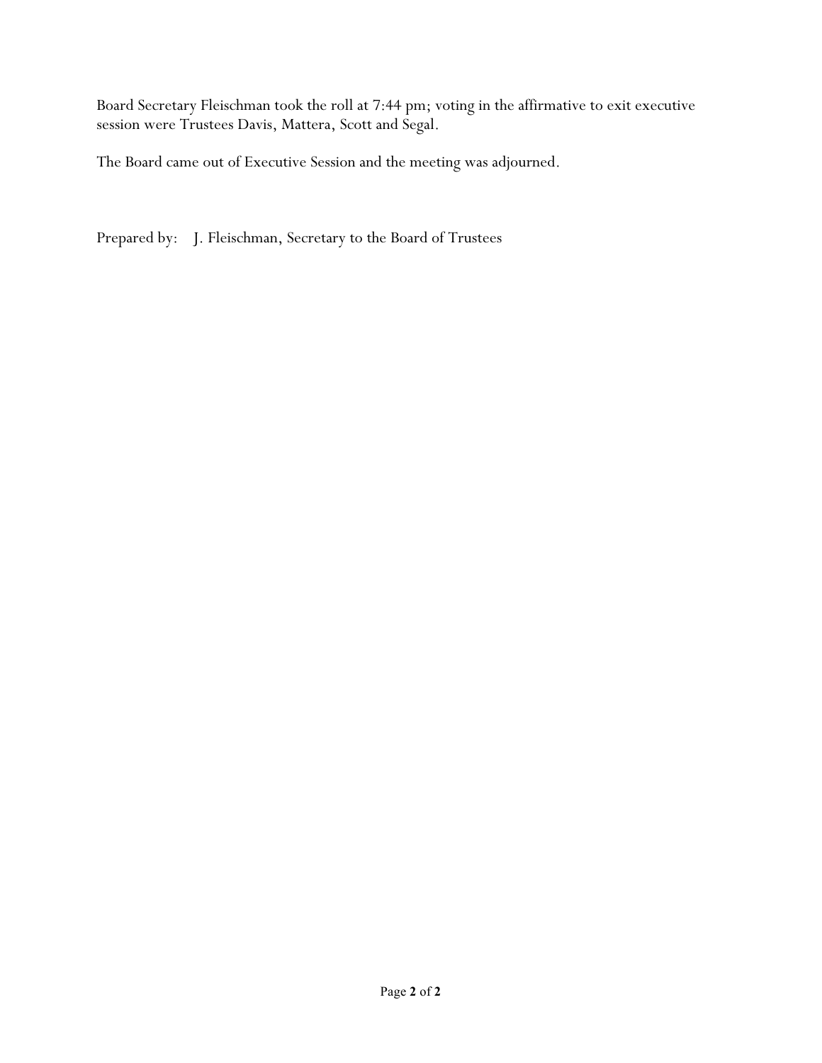Board Secretary Fleischman took the roll at 7:44 pm; voting in the affirmative to exit executive session were Trustees Davis, Mattera, Scott and Segal.

The Board came out of Executive Session and the meeting was adjourned.

Prepared by: J. Fleischman, Secretary to the Board of Trustees